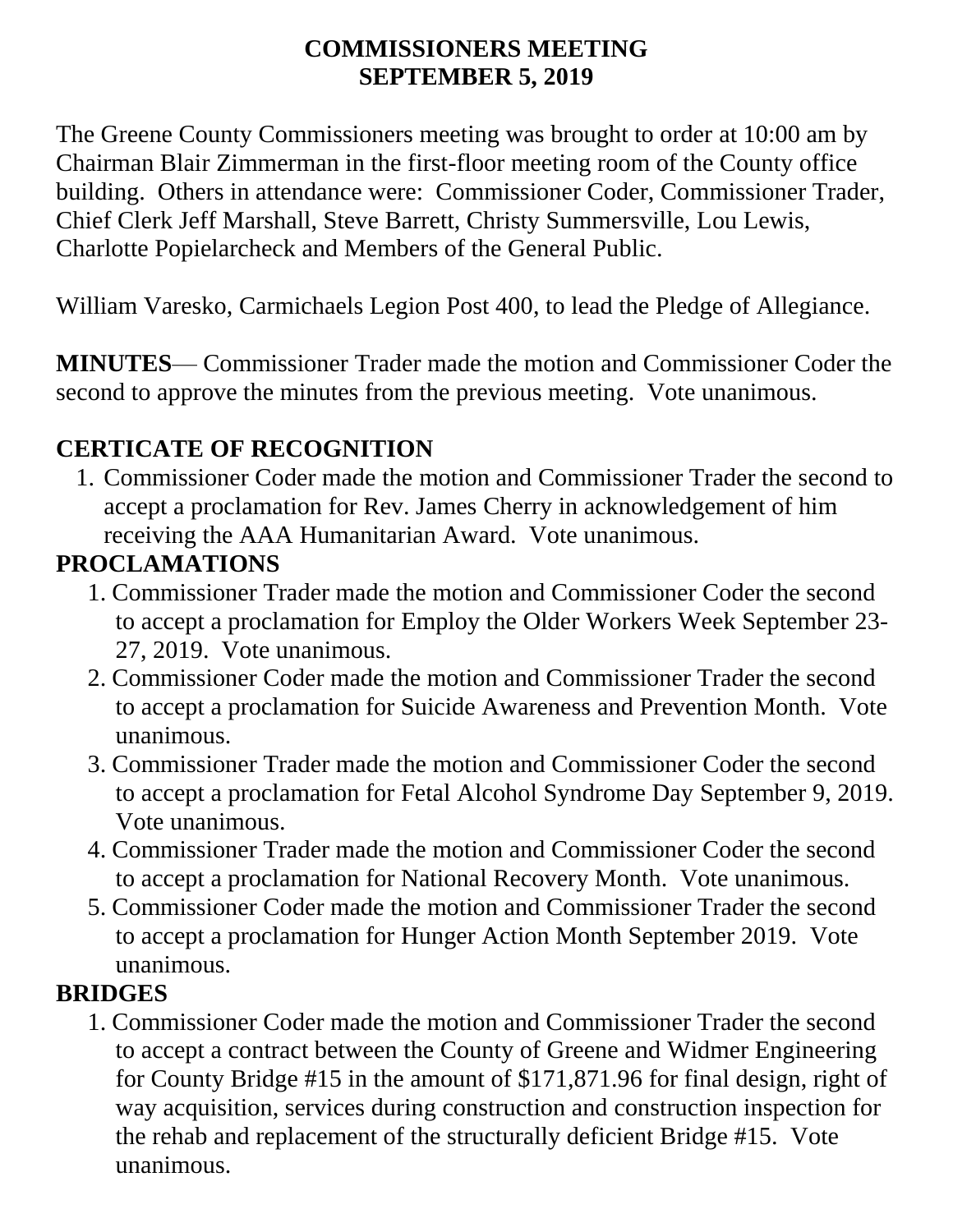# COMMISSIONERS MEETING
# SEPTEMBER 5, 2019

The Greene County Commissioners meeting was brought to order at 10:00 am by Chairman Blair Zimmerman in the first-floor meeting room of the County office building. Others in attendance were: Commissioner Coder, Commissioner Trader, Chief Clerk Jeff Marshall, Steve Barrett, Christy Summersville, Lou Lewis, Charlotte Popielarcheck and Members of the General Public.

William Varesko, Carmichaels Legion Post 400, to lead the Pledge of Allegiance.

**MINUTES**— Commissioner Trader made the motion and Commissioner Coder the second to approve the minutes from the previous meeting. Vote unanimous.

## CERTICATE OF RECOGNITION

1. Commissioner Coder made the motion and Commissioner Trader the second to accept a proclamation for Rev. James Cherry in acknowledgement of him receiving the AAA Humanitarian Award. Vote unanimous.

## PROCLAMATIONS

1. Commissioner Trader made the motion and Commissioner Coder the second to accept a proclamation for Employ the Older Workers Week September 23-27, 2019. Vote unanimous.
2. Commissioner Coder made the motion and Commissioner Trader the second to accept a proclamation for Suicide Awareness and Prevention Month. Vote unanimous.
3. Commissioner Trader made the motion and Commissioner Coder the second to accept a proclamation for Fetal Alcohol Syndrome Day September 9, 2019. Vote unanimous.
4. Commissioner Trader made the motion and Commissioner Coder the second to accept a proclamation for National Recovery Month. Vote unanimous.
5. Commissioner Coder made the motion and Commissioner Trader the second to accept a proclamation for Hunger Action Month September 2019. Vote unanimous.

## BRIDGES

1. Commissioner Coder made the motion and Commissioner Trader the second to accept a contract between the County of Greene and Widmer Engineering for County Bridge #15 in the amount of $171,871.96 for final design, right of way acquisition, services during construction and construction inspection for the rehab and replacement of the structurally deficient Bridge #15. Vote unanimous.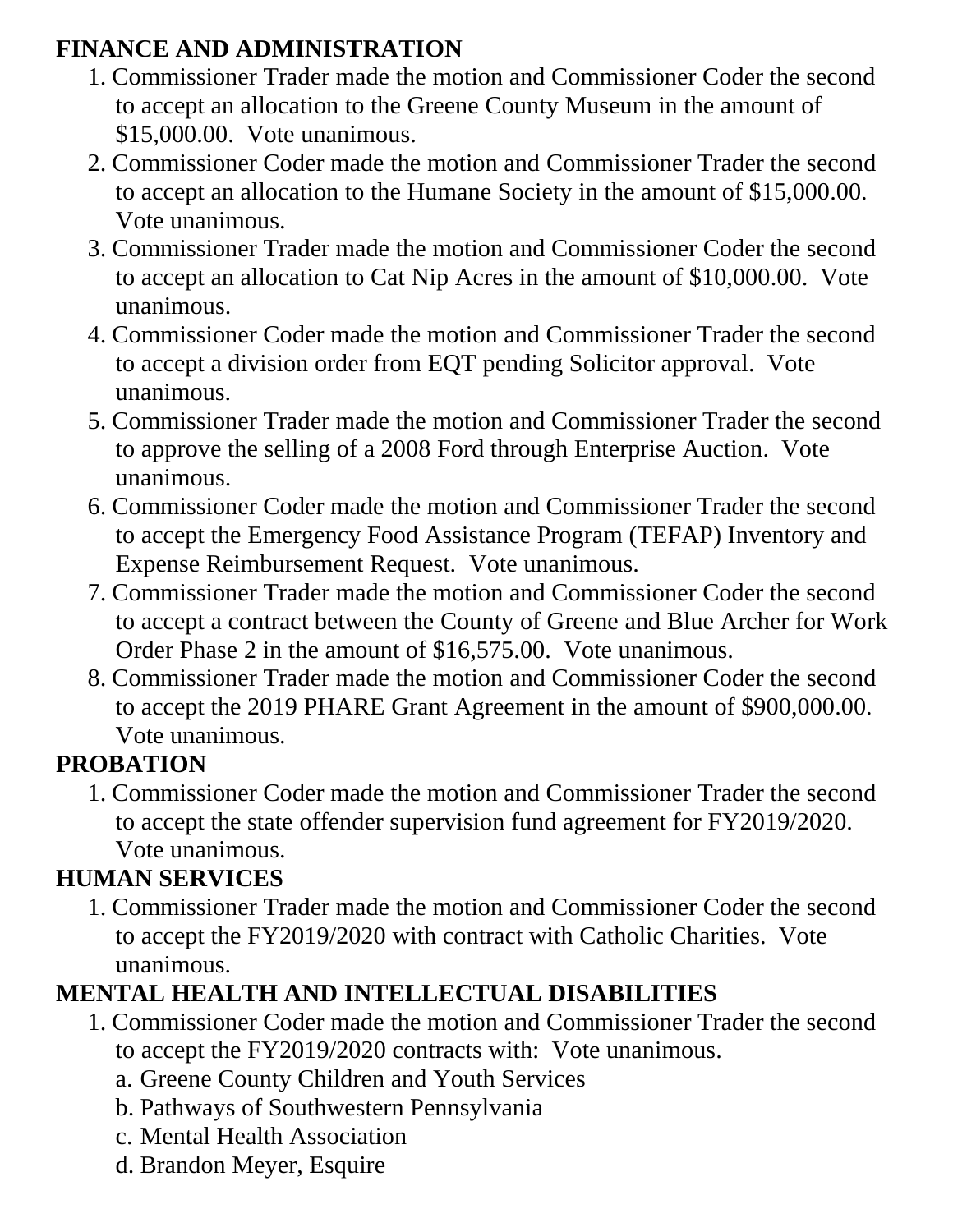**FINANCE AND ADMINISTRATION**

1. Commissioner Trader made the motion and Commissioner Coder the second to accept an allocation to the Greene County Museum in the amount of $15,000.00. Vote unanimous.
2. Commissioner Coder made the motion and Commissioner Trader the second to accept an allocation to the Humane Society in the amount of $15,000.00. Vote unanimous.
3. Commissioner Trader made the motion and Commissioner Coder the second to accept an allocation to Cat Nip Acres in the amount of $10,000.00. Vote unanimous.
4. Commissioner Coder made the motion and Commissioner Trader the second to accept a division order from EQT pending Solicitor approval. Vote unanimous.
5. Commissioner Trader made the motion and Commissioner Trader the second to approve the selling of a 2008 Ford through Enterprise Auction. Vote unanimous.
6. Commissioner Coder made the motion and Commissioner Trader the second to accept the Emergency Food Assistance Program (TEFAP) Inventory and Expense Reimbursement Request. Vote unanimous.
7. Commissioner Trader made the motion and Commissioner Coder the second to accept a contract between the County of Greene and Blue Archer for Work Order Phase 2 in the amount of $16,575.00. Vote unanimous.
8. Commissioner Trader made the motion and Commissioner Coder the second to accept the 2019 PHARE Grant Agreement in the amount of $900,000.00. Vote unanimous.

**PROBATION**

1. Commissioner Coder made the motion and Commissioner Trader the second to accept the state offender supervision fund agreement for FY2019/2020. Vote unanimous.

**HUMAN SERVICES**

1. Commissioner Trader made the motion and Commissioner Coder the second to accept the FY2019/2020 with contract with Catholic Charities. Vote unanimous.

**MENTAL HEALTH AND INTELLECTUAL DISABILITIES**

1. Commissioner Coder made the motion and Commissioner Trader the second to accept the FY2019/2020 contracts with: Vote unanimous.
   a. Greene County Children and Youth Services
   b. Pathways of Southwestern Pennsylvania
   c. Mental Health Association
   d. Brandon Meyer, Esquire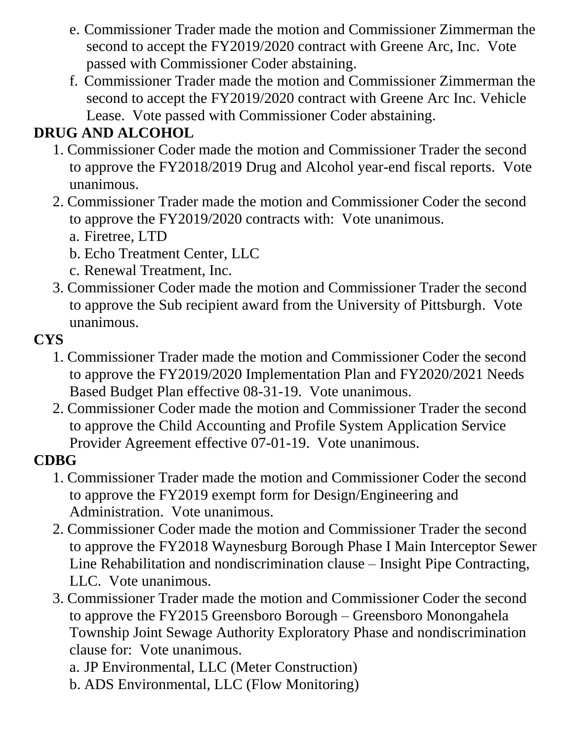e. Commissioner Trader made the motion and Commissioner Zimmerman the second to accept the FY2019/2020 contract with Greene Arc, Inc. Vote passed with Commissioner Coder abstaining.

f. Commissioner Trader made the motion and Commissioner Zimmerman the second to accept the FY2019/2020 contract with Greene Arc Inc. Vehicle Lease. Vote passed with Commissioner Coder abstaining.

**DRUG AND ALCOHOL**

1. Commissioner Coder made the motion and Commissioner Trader the second to approve the FY2018/2019 Drug and Alcohol year-end fiscal reports. Vote unanimous.
2. Commissioner Trader made the motion and Commissioner Coder the second to approve the FY2019/2020 contracts with: Vote unanimous.
   a. Firetree, LTD
   b. Echo Treatment Center, LLC
   c. Renewal Treatment, Inc.
3. Commissioner Coder made the motion and Commissioner Trader the second to approve the Sub recipient award from the University of Pittsburgh. Vote unanimous.

**CYS**

1. Commissioner Trader made the motion and Commissioner Coder the second to approve the FY2019/2020 Implementation Plan and FY2020/2021 Needs Based Budget Plan effective 08-31-19. Vote unanimous.
2. Commissioner Coder made the motion and Commissioner Trader the second to approve the Child Accounting and Profile System Application Service Provider Agreement effective 07-01-19. Vote unanimous.

**CDBG**

1. Commissioner Trader made the motion and Commissioner Coder the second to approve the FY2019 exempt form for Design/Engineering and Administration. Vote unanimous.
2. Commissioner Coder made the motion and Commissioner Trader the second to approve the FY2018 Waynesburg Borough Phase I Main Interceptor Sewer Line Rehabilitation and nondiscrimination clause – Insight Pipe Contracting, LLC. Vote unanimous.
3. Commissioner Trader made the motion and Commissioner Coder the second to approve the FY2015 Greensboro Borough – Greensboro Monongahela Township Joint Sewage Authority Exploratory Phase and nondiscrimination clause for: Vote unanimous.
   a. JP Environmental, LLC (Meter Construction)
   b. ADS Environmental, LLC (Flow Monitoring)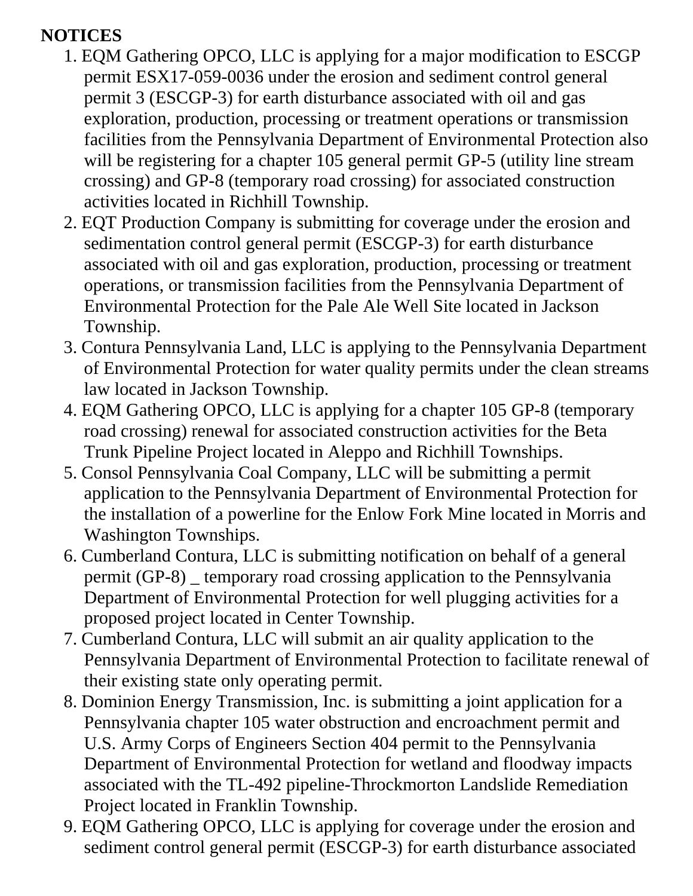**NOTICES**

1. EQM Gathering OPCO, LLC is applying for a major modification to ESCGP permit ESX17-059-0036 under the erosion and sediment control general permit 3 (ESCGP-3) for earth disturbance associated with oil and gas exploration, production, processing or treatment operations or transmission facilities from the Pennsylvania Department of Environmental Protection also will be registering for a chapter 105 general permit GP-5 (utility line stream crossing) and GP-8 (temporary road crossing) for associated construction activities located in Richhill Township.
2. EQT Production Company is submitting for coverage under the erosion and sedimentation control general permit (ESCGP-3) for earth disturbance associated with oil and gas exploration, production, processing or treatment operations, or transmission facilities from the Pennsylvania Department of Environmental Protection for the Pale Ale Well Site located in Jackson Township.
3. Contura Pennsylvania Land, LLC is applying to the Pennsylvania Department of Environmental Protection for water quality permits under the clean streams law located in Jackson Township.
4. EQM Gathering OPCO, LLC is applying for a chapter 105 GP-8 (temporary road crossing) renewal for associated construction activities for the Beta Trunk Pipeline Project located in Aleppo and Richhill Townships.
5. Consol Pennsylvania Coal Company, LLC will be submitting a permit application to the Pennsylvania Department of Environmental Protection for the installation of a powerline for the Enlow Fork Mine located in Morris and Washington Townships.
6. Cumberland Contura, LLC is submitting notification on behalf of a general permit (GP-8) _ temporary road crossing application to the Pennsylvania Department of Environmental Protection for well plugging activities for a proposed project located in Center Township.
7. Cumberland Contura, LLC will submit an air quality application to the Pennsylvania Department of Environmental Protection to facilitate renewal of their existing state only operating permit.
8. Dominion Energy Transmission, Inc. is submitting a joint application for a Pennsylvania chapter 105 water obstruction and encroachment permit and U.S. Army Corps of Engineers Section 404 permit to the Pennsylvania Department of Environmental Protection for wetland and floodway impacts associated with the TL-492 pipeline-Throckmorton Landslide Remediation Project located in Franklin Township.
9. EQM Gathering OPCO, LLC is applying for coverage under the erosion and sediment control general permit (ESCGP-3) for earth disturbance associated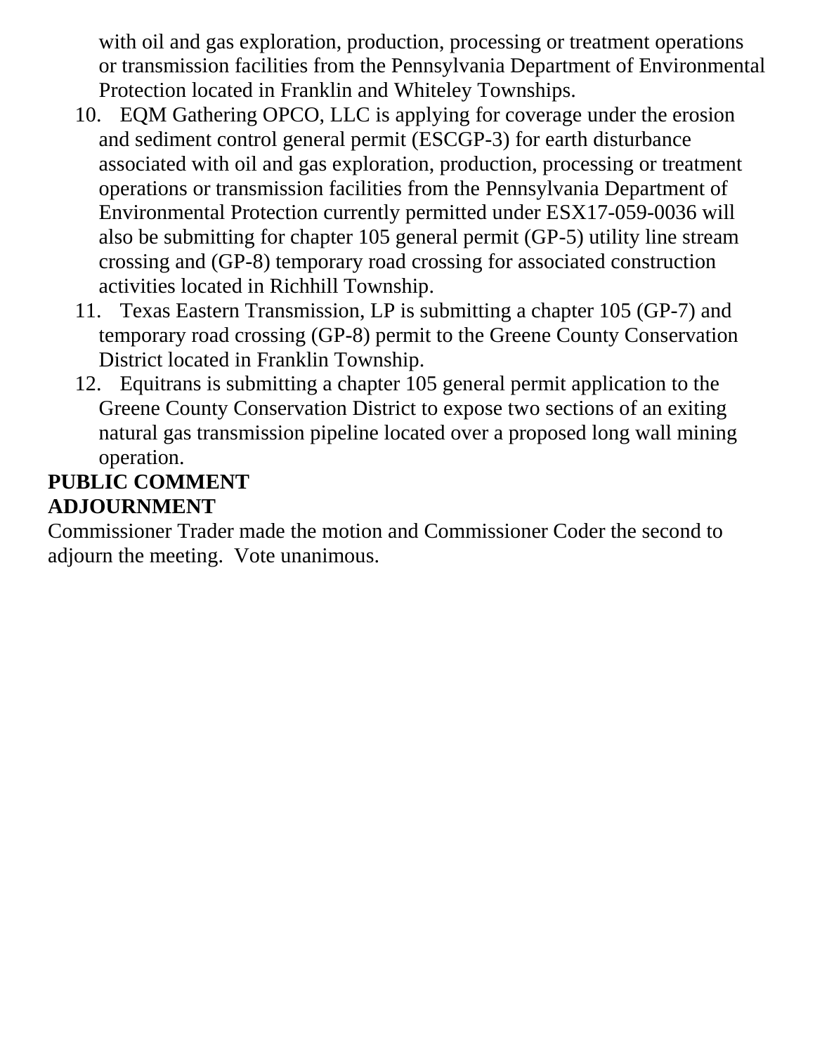with oil and gas exploration, production, processing or treatment operations or transmission facilities from the Pennsylvania Department of Environmental Protection located in Franklin and Whiteley Townships.

10. EQM Gathering OPCO, LLC is applying for coverage under the erosion and sediment control general permit (ESCGP-3) for earth disturbance associated with oil and gas exploration, production, processing or treatment operations or transmission facilities from the Pennsylvania Department of Environmental Protection currently permitted under ESX17-059-0036 will also be submitting for chapter 105 general permit (GP-5) utility line stream crossing and (GP-8) temporary road crossing for associated construction activities located in Richhill Township.
11. Texas Eastern Transmission, LP is submitting a chapter 105 (GP-7) and temporary road crossing (GP-8) permit to the Greene County Conservation District located in Franklin Township.
12. Equitrans is submitting a chapter 105 general permit application to the Greene County Conservation District to expose two sections of an exiting natural gas transmission pipeline located over a proposed long wall mining operation.

**PUBLIC COMMENT**

**ADJOURNMENT**

Commissioner Trader made the motion and Commissioner Coder the second to adjourn the meeting. Vote unanimous.